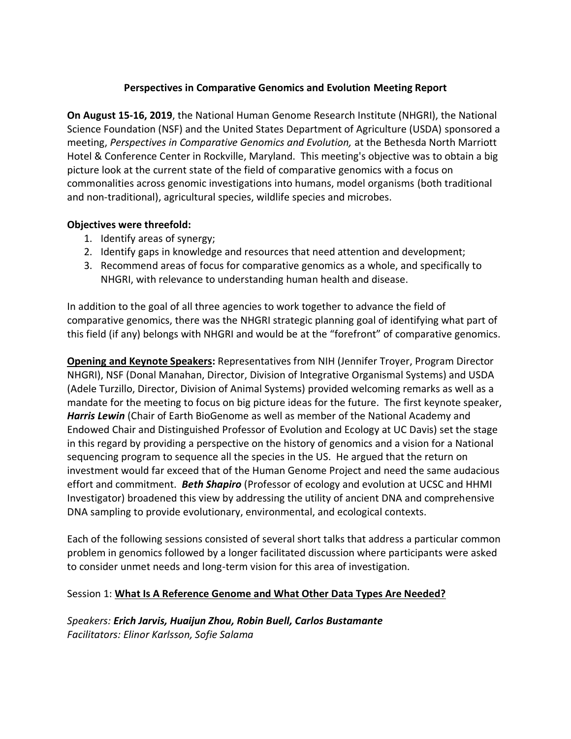# Perspectives in Comparative Genomics and Evolution Meeting Report

**On August 15-16, 2019**, the National Human Genome Research Institute (NHGRI), the National Science Foundation (NSF) and the United States Department of Agriculture (USDA) sponsored a meeting, *Perspectives in Comparative Genomics and Evolution,* at the Bethesda North Marriott Hotel & Conference Center in Rockville, Maryland. This meeting's objective was to obtain a big picture look at the current state of the field of comparative genomics with a focus on commonalities across genomic investigations into humans, model organisms (both traditional and non-traditional), agricultural species, wildlife species and microbes.

**Objectives were threefold:**

1. Identify areas of synergy;
2. Identify gaps in knowledge and resources that need attention and development;
3. Recommend areas of focus for comparative genomics as a whole, and specifically to NHGRI, with relevance to understanding human health and disease.

In addition to the goal of all three agencies to work together to advance the field of comparative genomics, there was the NHGRI strategic planning goal of identifying what part of this field (if any) belongs with NHGRI and would be at the "forefront" of comparative genomics.

**Opening and Keynote Speakers:** Representatives from NIH (Jennifer Troyer, Program Director NHGRI), NSF (Donal Manahan, Director, Division of Integrative Organismal Systems) and USDA (Adele Turzillo, Director, Division of Animal Systems) provided welcoming remarks as well as a mandate for the meeting to focus on big picture ideas for the future. The first keynote speaker, ***Harris Lewin*** (Chair of Earth BioGenome as well as member of the National Academy and Endowed Chair and Distinguished Professor of Evolution and Ecology at UC Davis) set the stage in this regard by providing a perspective on the history of genomics and a vision for a National sequencing program to sequence all the species in the US. He argued that the return on investment would far exceed that of the Human Genome Project and need the same audacious effort and commitment. ***Beth Shapiro*** (Professor of ecology and evolution at UCSC and HHMI Investigator) broadened this view by addressing the utility of ancient DNA and comprehensive DNA sampling to provide evolutionary, environmental, and ecological contexts.

Each of the following sessions consisted of several short talks that address a particular common problem in genomics followed by a longer facilitated discussion where participants were asked to consider unmet needs and long-term vision for this area of investigation.

## Session 1: What Is A Reference Genome and What Other Data Types Are Needed?

*Speakers: **Erich Jarvis, Huaijun Zhou, Robin Buell, Carlos Bustamante***
*Facilitators: Elinor Karlsson, Sofie Salama*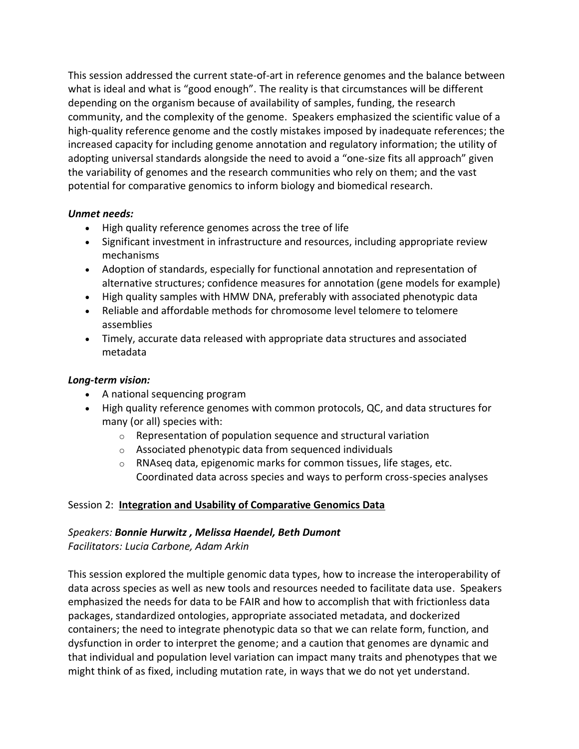This session addressed the current state-of-art in reference genomes and the balance between what is ideal and what is "good enough". The reality is that circumstances will be different depending on the organism because of availability of samples, funding, the research community, and the complexity of the genome. Speakers emphasized the scientific value of a high-quality reference genome and the costly mistakes imposed by inadequate references; the increased capacity for including genome annotation and regulatory information; the utility of adopting universal standards alongside the need to avoid a "one-size fits all approach" given the variability of genomes and the research communities who rely on them; and the vast potential for comparative genomics to inform biology and biomedical research.

***Unmet needs:***

- High quality reference genomes across the tree of life
- Significant investment in infrastructure and resources, including appropriate review mechanisms
- Adoption of standards, especially for functional annotation and representation of alternative structures; confidence measures for annotation (gene models for example)
- High quality samples with HMW DNA, preferably with associated phenotypic data
- Reliable and affordable methods for chromosome level telomere to telomere assemblies
- Timely, accurate data released with appropriate data structures and associated metadata

***Long-term vision:***

- A national sequencing program
- High quality reference genomes with common protocols, QC, and data structures for many (or all) species with:
    - Representation of population sequence and structural variation
    - Associated phenotypic data from sequenced individuals
    - RNAseq data, epigenomic marks for common tissues, life stages, etc. Coordinated data across species and ways to perform cross-species analyses

Session 2: **<u>Integration and Usability of Comparative Genomics Data</u>**

*Speakers:* ***Bonnie Hurwitz , Melissa Haendel, Beth Dumont***
*Facilitators: Lucia Carbone, Adam Arkin*

This session explored the multiple genomic data types, how to increase the interoperability of data across species as well as new tools and resources needed to facilitate data use. Speakers emphasized the needs for data to be FAIR and how to accomplish that with frictionless data packages, standardized ontologies, appropriate associated metadata, and dockerized containers; the need to integrate phenotypic data so that we can relate form, function, and dysfunction in order to interpret the genome; and a caution that genomes are dynamic and that individual and population level variation can impact many traits and phenotypes that we might think of as fixed, including mutation rate, in ways that we do not yet understand.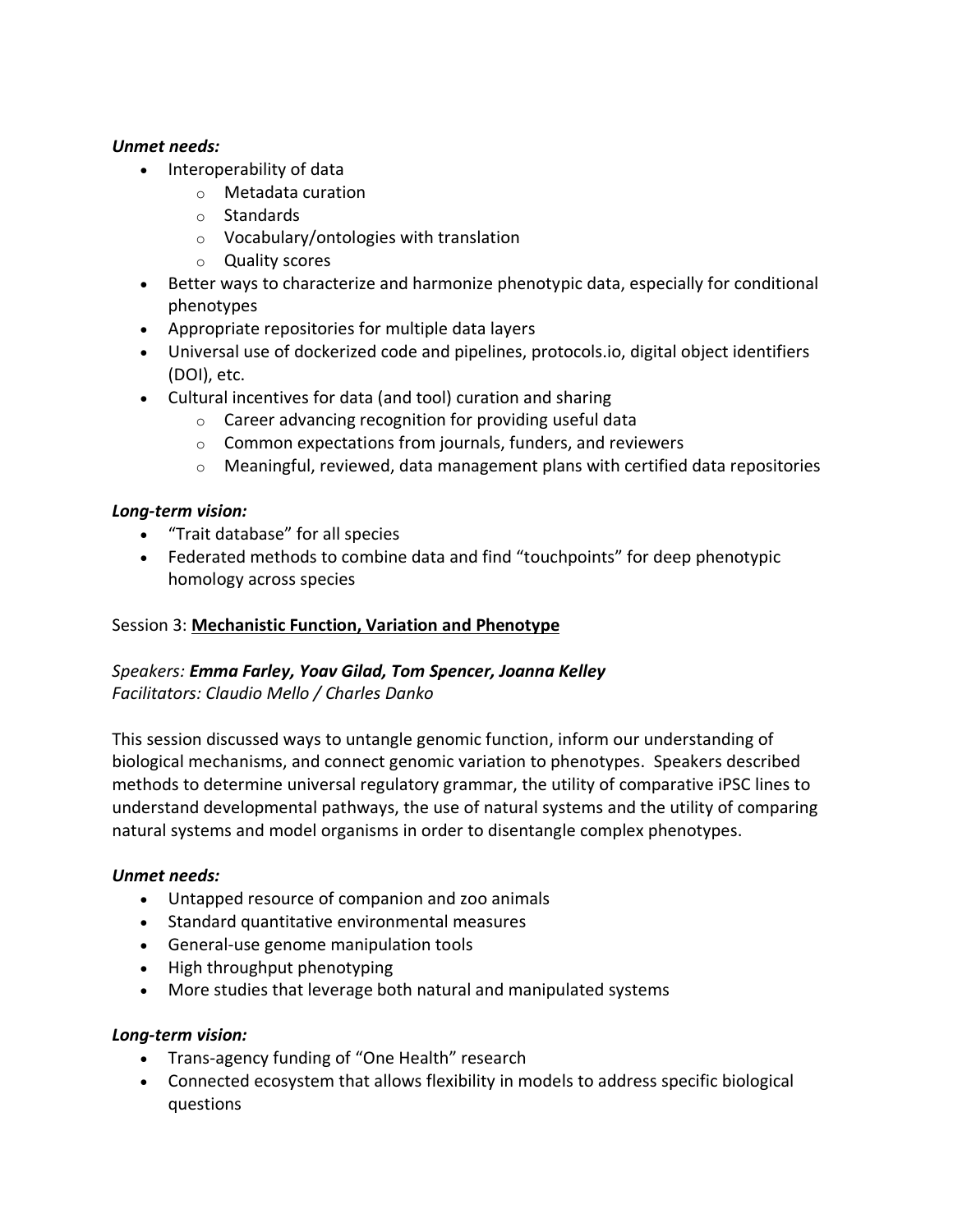***Unmet needs:***

- Interoperability of data
  - Metadata curation
  - Standards
  - Vocabulary/ontologies with translation
  - Quality scores
- Better ways to characterize and harmonize phenotypic data, especially for conditional phenotypes
- Appropriate repositories for multiple data layers
- Universal use of dockerized code and pipelines, protocols.io, digital object identifiers (DOI), etc.
- Cultural incentives for data (and tool) curation and sharing
  - Career advancing recognition for providing useful data
  - Common expectations from journals, funders, and reviewers
  - Meaningful, reviewed, data management plans with certified data repositories

***Long-term vision:***

- "Trait database" for all species
- Federated methods to combine data and find "touchpoints" for deep phenotypic homology across species

Session 3: <u>**Mechanistic Function, Variation and Phenotype**</u>

*Speakers:* ***Emma Farley, Yoav Gilad, Tom Spencer, Joanna Kelley***
*Facilitators: Claudio Mello / Charles Danko*

This session discussed ways to untangle genomic function, inform our understanding of biological mechanisms, and connect genomic variation to phenotypes. Speakers described methods to determine universal regulatory grammar, the utility of comparative iPSC lines to understand developmental pathways, the use of natural systems and the utility of comparing natural systems and model organisms in order to disentangle complex phenotypes.

***Unmet needs:***

- Untapped resource of companion and zoo animals
- Standard quantitative environmental measures
- General-use genome manipulation tools
- High throughput phenotyping
- More studies that leverage both natural and manipulated systems

***Long-term vision:***

- Trans-agency funding of "One Health" research
- Connected ecosystem that allows flexibility in models to address specific biological questions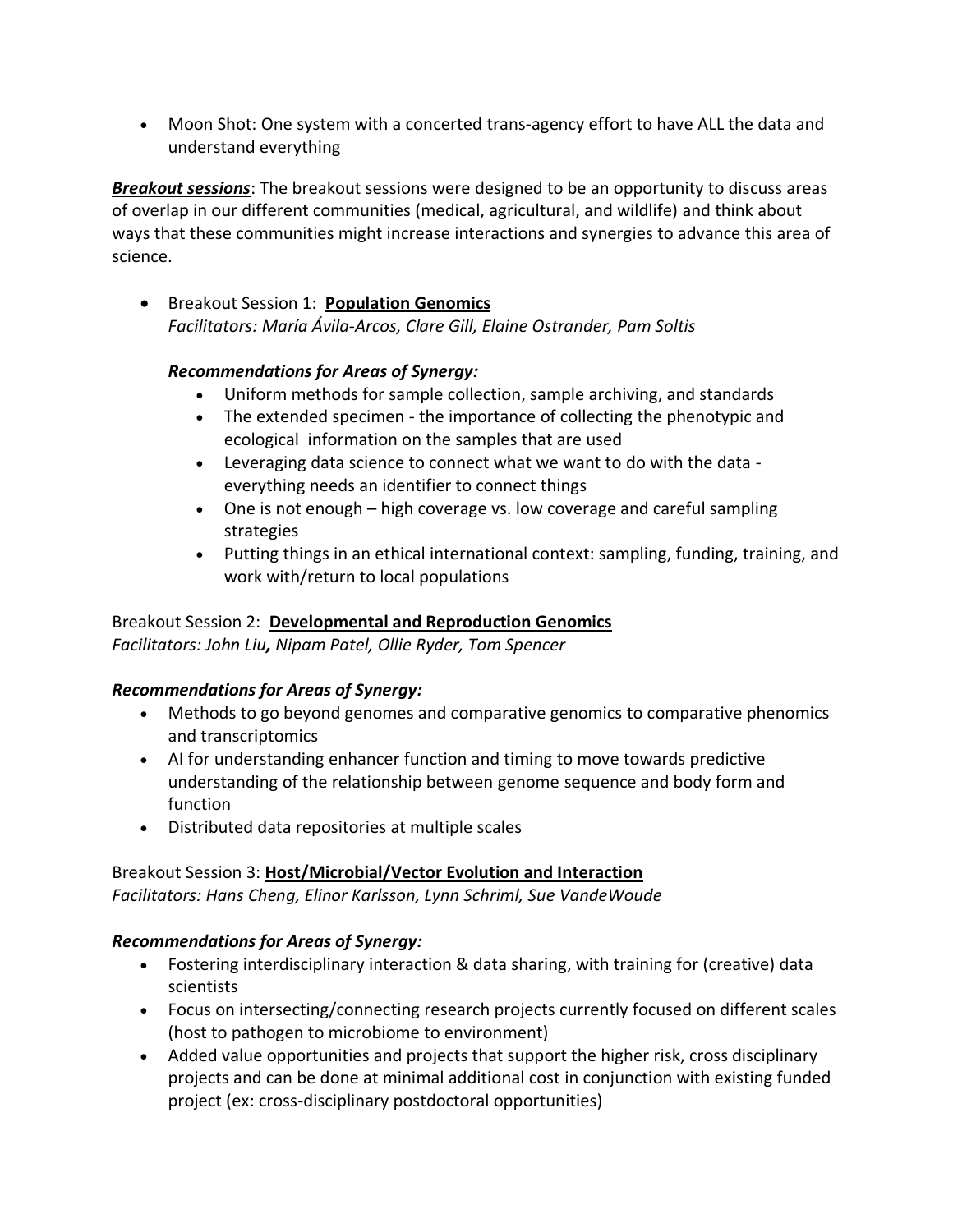- Moon Shot: One system with a concerted trans-agency effort to have ALL the data and understand everything

***Breakout sessions***: The breakout sessions were designed to be an opportunity to discuss areas of overlap in our different communities (medical, agricultural, and wildlife) and think about ways that these communities might increase interactions and synergies to advance this area of science.

- Breakout Session 1: **Population Genomics**
  *Facilitators: María Ávila-Arcos, Clare Gill, Elaine Ostrander, Pam Soltis*

  ***Recommendations for Areas of Synergy:***
  - Uniform methods for sample collection, sample archiving, and standards
  - The extended specimen - the importance of collecting the phenotypic and ecological information on the samples that are used
  - Leveraging data science to connect what we want to do with the data - everything needs an identifier to connect things
  - One is not enough – high coverage vs. low coverage and careful sampling strategies
  - Putting things in an ethical international context: sampling, funding, training, and work with/return to local populations

Breakout Session 2: **Developmental and Reproduction Genomics**
*Facilitators: John Liu, Nipam Patel, Ollie Ryder, Tom Spencer*

***Recommendations for Areas of Synergy:***
- Methods to go beyond genomes and comparative genomics to comparative phenomics and transcriptomics
- AI for understanding enhancer function and timing to move towards predictive understanding of the relationship between genome sequence and body form and function
- Distributed data repositories at multiple scales

Breakout Session 3: **Host/Microbial/Vector Evolution and Interaction**
*Facilitators: Hans Cheng, Elinor Karlsson, Lynn Schriml, Sue VandeWoude*

***Recommendations for Areas of Synergy:***
- Fostering interdisciplinary interaction & data sharing, with training for (creative) data scientists
- Focus on intersecting/connecting research projects currently focused on different scales (host to pathogen to microbiome to environment)
- Added value opportunities and projects that support the higher risk, cross disciplinary projects and can be done at minimal additional cost in conjunction with existing funded project (ex: cross-disciplinary postdoctoral opportunities)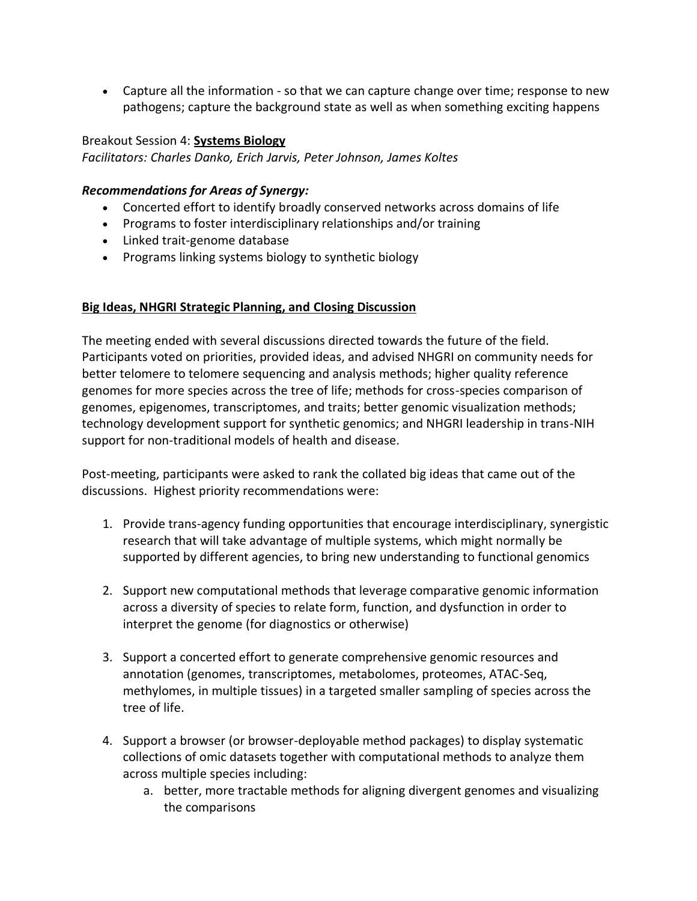- Capture all the information - so that we can capture change over time; response to new pathogens; capture the background state as well as when something exciting happens

Breakout Session 4: **Systems Biology**
*Facilitators: Charles Danko, Erich Jarvis, Peter Johnson, James Koltes*

***Recommendations for Areas of Synergy:***

- Concerted effort to identify broadly conserved networks across domains of life
- Programs to foster interdisciplinary relationships and/or training
- Linked trait-genome database
- Programs linking systems biology to synthetic biology

## Big Ideas, NHGRI Strategic Planning, and Closing Discussion

The meeting ended with several discussions directed towards the future of the field. Participants voted on priorities, provided ideas, and advised NHGRI on community needs for better telomere to telomere sequencing and analysis methods; higher quality reference genomes for more species across the tree of life; methods for cross-species comparison of genomes, epigenomes, transcriptomes, and traits; better genomic visualization methods; technology development support for synthetic genomics; and NHGRI leadership in trans-NIH support for non-traditional models of health and disease.

Post-meeting, participants were asked to rank the collated big ideas that came out of the discussions. Highest priority recommendations were:

1. Provide trans-agency funding opportunities that encourage interdisciplinary, synergistic research that will take advantage of multiple systems, which might normally be supported by different agencies, to bring new understanding to functional genomics

2. Support new computational methods that leverage comparative genomic information across a diversity of species to relate form, function, and dysfunction in order to interpret the genome (for diagnostics or otherwise)

3. Support a concerted effort to generate comprehensive genomic resources and annotation (genomes, transcriptomes, metabolomes, proteomes, ATAC-Seq, methylomes, in multiple tissues) in a targeted smaller sampling of species across the tree of life.

4. Support a browser (or browser-deployable method packages) to display systematic collections of omic datasets together with computational methods to analyze them across multiple species including:
   a. better, more tractable methods for aligning divergent genomes and visualizing the comparisons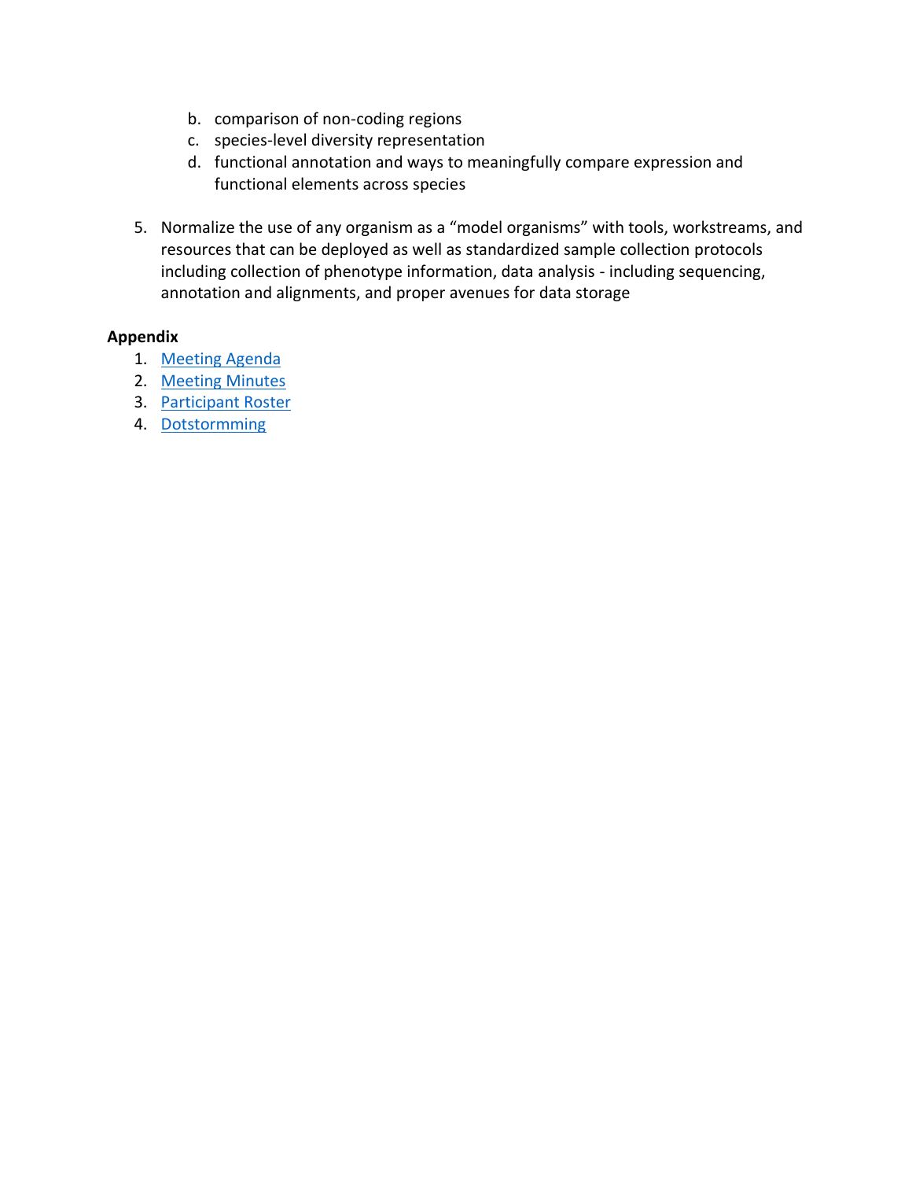b. comparison of non-coding regions
   c. species-level diversity representation
   d. functional annotation and ways to meaningfully compare expression and functional elements across species

5. Normalize the use of any organism as a "model organisms" with tools, workstreams, and resources that can be deployed as well as standardized sample collection protocols including collection of phenotype information, data analysis - including sequencing, annotation and alignments, and proper avenues for data storage

**Appendix**

1. Meeting Agenda
2. Meeting Minutes
3. Participant Roster
4. Dotstormming